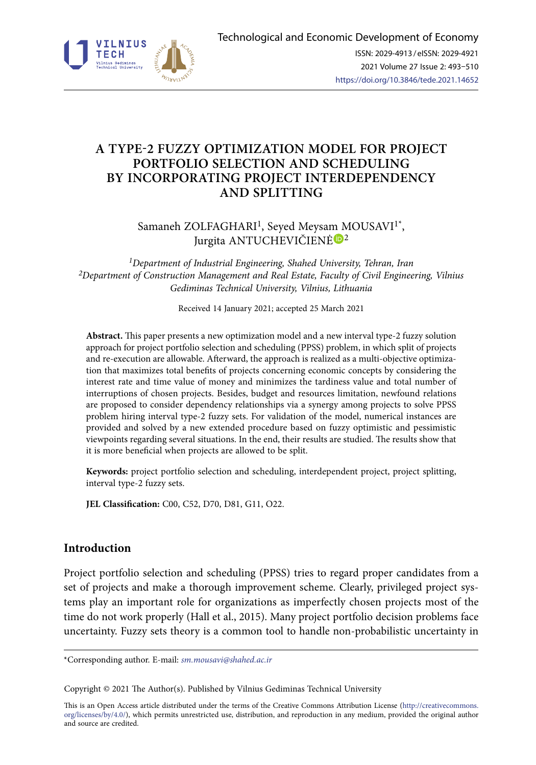# A TYPE-2 FUZZY OPTIMIZATION MODEL FOR PROJECT PORTFOLIO SELECTION AND SCHEDULING BY INCORPORATING PROJECT INTERDEPENDENCY AND SPLITTING

Samaneh ZOLFAGHARI[1], Seyed Meysam MOUSAVI[1*], Jurgita ANTUCHEVIČIENĖ[2]

*[1]Department of Industrial Engineering, Shahed University, Tehran, Iran*
*[2]Department of Construction Management and Real Estate, Faculty of Civil Engineering, Vilnius Gediminas Technical University, Vilnius, Lithuania*

Received 14 January 2021; accepted 25 March 2021

**Abstract.** This paper presents a new optimization model and a new interval type-2 fuzzy solution approach for project portfolio selection and scheduling (PPSS) problem, in which split of projects and re-execution are allowable. Afterward, the approach is realized as a multi-objective optimization that maximizes total benefits of projects concerning economic concepts by considering the interest rate and time value of money and minimizes the tardiness value and total number of interruptions of chosen projects. Besides, budget and resources limitation, newfound relations are proposed to consider dependency relationships via a synergy among projects to solve PPSS problem hiring interval type-2 fuzzy sets. For validation of the model, numerical instances are provided and solved by a new extended procedure based on fuzzy optimistic and pessimistic viewpoints regarding several situations. In the end, their results are studied. The results show that it is more beneficial when projects are allowed to be split.

**Keywords:** project portfolio selection and scheduling, interdependent project, project splitting, interval type-2 fuzzy sets.

**JEL Classification:** C00, C52, D70, D81, G11, O22.

## Introduction

Project portfolio selection and scheduling (PPSS) tries to regard proper candidates from a set of projects and make a thorough improvement scheme. Clearly, privileged project systems play an important role for organizations as imperfectly chosen projects most of the time do not work properly (Hall et al., 2015). Many project portfolio decision problems face uncertainty. Fuzzy sets theory is a common tool to handle non-probabilistic uncertainty in

*Corresponding author. E-mail: *sm.mousavi@shahed.ac.ir*

Copyright © 2021 The Author(s). Published by Vilnius Gediminas Technical University

This is an Open Access article distributed under the terms of the Creative Commons Attribution License (http://creativecommons.org/licenses/by/4.0/), which permits unrestricted use, distribution, and reproduction in any medium, provided the original author and source are credited.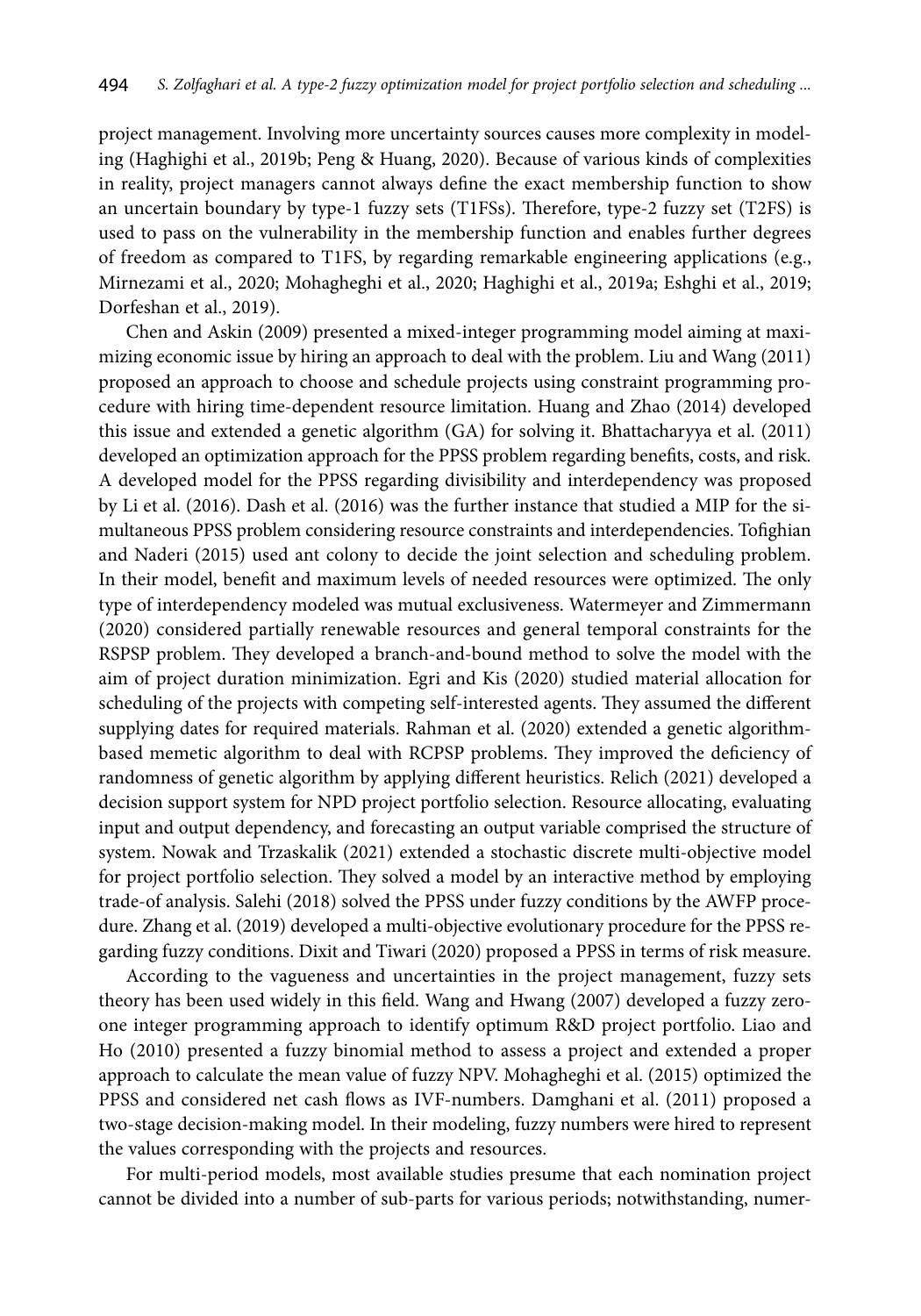project management. Involving more uncertainty sources causes more complexity in modeling (Haghighi et al., 2019b; Peng & Huang, 2020). Because of various kinds of complexities in reality, project managers cannot always define the exact membership function to show an uncertain boundary by type-1 fuzzy sets (T1FSs). Therefore, type-2 fuzzy set (T2FS) is used to pass on the vulnerability in the membership function and enables further degrees of freedom as compared to T1FS, by regarding remarkable engineering applications (e.g., Mirnezami et al., 2020; Mohagheghi et al., 2020; Haghighi et al., 2019a; Eshghi et al., 2019; Dorfeshan et al., 2019).

Chen and Askin (2009) presented a mixed-integer programming model aiming at maximizing economic issue by hiring an approach to deal with the problem. Liu and Wang (2011) proposed an approach to choose and schedule projects using constraint programming procedure with hiring time-dependent resource limitation. Huang and Zhao (2014) developed this issue and extended a genetic algorithm (GA) for solving it. Bhattacharyya et al. (2011) developed an optimization approach for the PPSS problem regarding benefits, costs, and risk. A developed model for the PPSS regarding divisibility and interdependency was proposed by Li et al. (2016). Dash et al. (2016) was the further instance that studied a MIP for the simultaneous PPSS problem considering resource constraints and interdependencies. Tofighian and Naderi (2015) used ant colony to decide the joint selection and scheduling problem. In their model, benefit and maximum levels of needed resources were optimized. The only type of interdependency modeled was mutual exclusiveness. Watermeyer and Zimmermann (2020) considered partially renewable resources and general temporal constraints for the RSPSP problem. They developed a branch-and-bound method to solve the model with the aim of project duration minimization. Egri and Kis (2020) studied material allocation for scheduling of the projects with competing self-interested agents. They assumed the different supplying dates for required materials. Rahman et al. (2020) extended a genetic algorithm-based memetic algorithm to deal with RCPSP problems. They improved the deficiency of randomness of genetic algorithm by applying different heuristics. Relich (2021) developed a decision support system for NPD project portfolio selection. Resource allocating, evaluating input and output dependency, and forecasting an output variable comprised the structure of system. Nowak and Trzaskalik (2021) extended a stochastic discrete multi-objective model for project portfolio selection. They solved a model by an interactive method by employing trade-of analysis. Salehi (2018) solved the PPSS under fuzzy conditions by the AWFP procedure. Zhang et al. (2019) developed a multi-objective evolutionary procedure for the PPSS regarding fuzzy conditions. Dixit and Tiwari (2020) proposed a PPSS in terms of risk measure.

According to the vagueness and uncertainties in the project management, fuzzy sets theory has been used widely in this field. Wang and Hwang (2007) developed a fuzzy zero-one integer programming approach to identify optimum R&D project portfolio. Liao and Ho (2010) presented a fuzzy binomial method to assess a project and extended a proper approach to calculate the mean value of fuzzy NPV. Mohagheghi et al. (2015) optimized the PPSS and considered net cash flows as IVF-numbers. Damghani et al. (2011) proposed a two-stage decision-making model. In their modeling, fuzzy numbers were hired to represent the values corresponding with the projects and resources.

For multi-period models, most available studies presume that each nomination project cannot be divided into a number of sub-parts for various periods; notwithstanding, numer-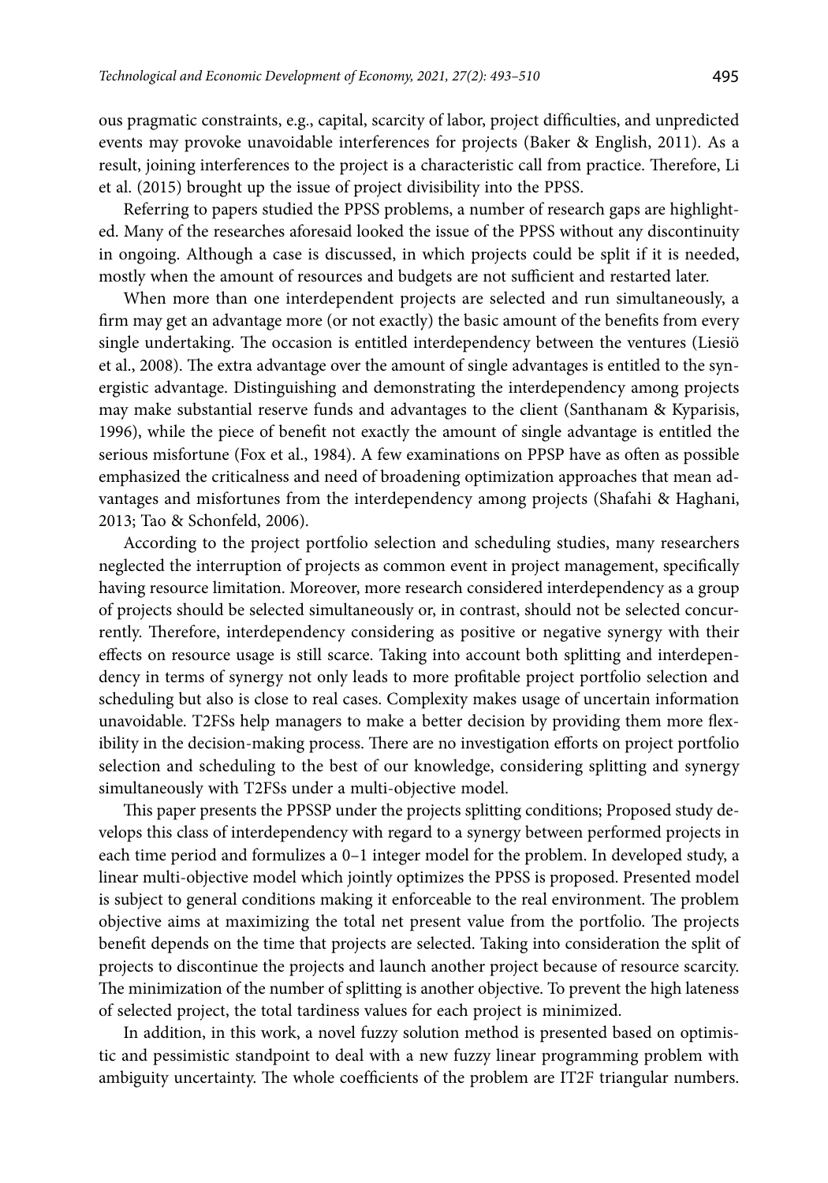ous pragmatic constraints, e.g., capital, scarcity of labor, project difficulties, and unpredicted events may provoke unavoidable interferences for projects (Baker & English, 2011). As a result, joining interferences to the project is a characteristic call from practice. Therefore, Li et al. (2015) brought up the issue of project divisibility into the PPSS.

Referring to papers studied the PPSS problems, a number of research gaps are highlighted. Many of the researches aforesaid looked the issue of the PPSS without any discontinuity in ongoing. Although a case is discussed, in which projects could be split if it is needed, mostly when the amount of resources and budgets are not sufficient and restarted later.

When more than one interdependent projects are selected and run simultaneously, a firm may get an advantage more (or not exactly) the basic amount of the benefits from every single undertaking. The occasion is entitled interdependency between the ventures (Liesiö et al., 2008). The extra advantage over the amount of single advantages is entitled to the synergistic advantage. Distinguishing and demonstrating the interdependency among projects may make substantial reserve funds and advantages to the client (Santhanam & Kyparisis, 1996), while the piece of benefit not exactly the amount of single advantage is entitled the serious misfortune (Fox et al., 1984). A few examinations on PPSP have as often as possible emphasized the criticalness and need of broadening optimization approaches that mean advantages and misfortunes from the interdependency among projects (Shafahi & Haghani, 2013; Tao & Schonfeld, 2006).

According to the project portfolio selection and scheduling studies, many researchers neglected the interruption of projects as common event in project management, specifically having resource limitation. Moreover, more research considered interdependency as a group of projects should be selected simultaneously or, in contrast, should not be selected concurrently. Therefore, interdependency considering as positive or negative synergy with their effects on resource usage is still scarce. Taking into account both splitting and interdependency in terms of synergy not only leads to more profitable project portfolio selection and scheduling but also is close to real cases. Complexity makes usage of uncertain information unavoidable. T2FSs help managers to make a better decision by providing them more flexibility in the decision-making process. There are no investigation efforts on project portfolio selection and scheduling to the best of our knowledge, considering splitting and synergy simultaneously with T2FSs under a multi-objective model.

This paper presents the PPSSP under the projects splitting conditions; Proposed study develops this class of interdependency with regard to a synergy between performed projects in each time period and formulizes a 0–1 integer model for the problem. In developed study, a linear multi-objective model which jointly optimizes the PPSS is proposed. Presented model is subject to general conditions making it enforceable to the real environment. The problem objective aims at maximizing the total net present value from the portfolio. The projects benefit depends on the time that projects are selected. Taking into consideration the split of projects to discontinue the projects and launch another project because of resource scarcity. The minimization of the number of splitting is another objective. To prevent the high lateness of selected project, the total tardiness values for each project is minimized.

In addition, in this work, a novel fuzzy solution method is presented based on optimistic and pessimistic standpoint to deal with a new fuzzy linear programming problem with ambiguity uncertainty. The whole coefficients of the problem are IT2F triangular numbers.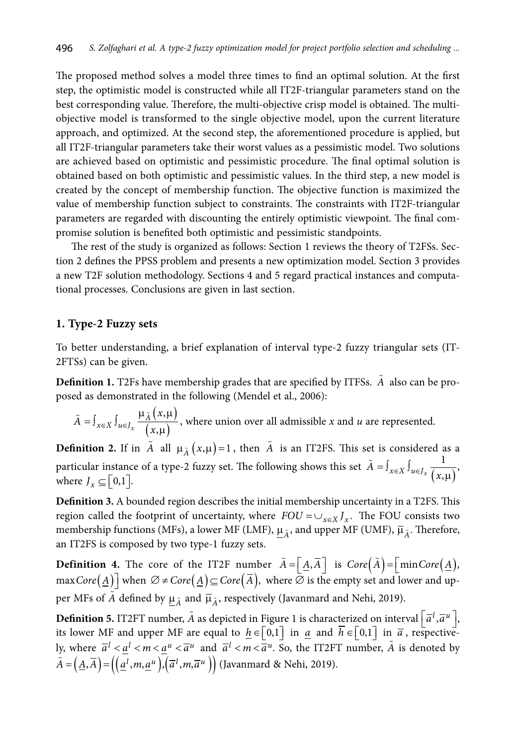The proposed method solves a model three times to find an optimal solution. At the first step, the optimistic model is constructed while all IT2F-triangular parameters stand on the best corresponding value. Therefore, the multi-objective crisp model is obtained. The multi-objective model is transformed to the single objective model, upon the current literature approach, and optimized. At the second step, the aforementioned procedure is applied, but all IT2F-triangular parameters take their worst values as a pessimistic model. Two solutions are achieved based on optimistic and pessimistic procedure. The final optimal solution is obtained based on both optimistic and pessimistic values. In the third step, a new model is created by the concept of membership function. The objective function is maximized the value of membership function subject to constraints. The constraints with IT2F-triangular parameters are regarded with discounting the entirely optimistic viewpoint. The final compromise solution is benefited both optimistic and pessimistic standpoints.

The rest of the study is organized as follows: Section 1 reviews the theory of T2FSs. Section 2 defines the PPSS problem and presents a new optimization model. Section 3 provides a new T2F solution methodology. Sections 4 and 5 regard practical instances and computational processes. Conclusions are given in last section.

## 1. Type-2 Fuzzy sets

To better understanding, a brief explanation of interval type-2 fuzzy triangular sets (IT-2FTSs) can be given.

**Definition 1.** T2Fs have membership grades that are specified by ITFSs. $\tilde{A}$ also can be proposed as demonstrated in the following (Mendel et al., 2006):

$\tilde{A} = \int_{x \in X} \int_{u \in J_x} \frac{\mu_{\tilde{A}}(x,\mu)}{(x,\mu)}$, where union over all admissible *x* and *u* are represented.

**Definition 2.** If in $\tilde{A}$ all $\mu_{\tilde{A}}(x,\mu) = 1$, then $\tilde{A}$ is an IT2FS. This set is considered as a particular instance of a type-2 fuzzy set. The following shows this set $\tilde{A} = \int_{x \in X} \int_{u \in J_x} \frac{1}{(x,\mu)}$, where $J_x \subseteq [0,1]$.

**Definition 3.** A bounded region describes the initial membership uncertainty in a T2FS. This region called the footprint of uncertainty, where $FOU = \cup_{x \in X} J_x$. The FOU consists two membership functions (MFs), a lower MF (LMF), $\underline{\mu}_{\tilde{A}}$, and upper MF (UMF), $\overline{\mu}_{\tilde{A}}$. Therefore, an IT2FS is composed by two type-1 fuzzy sets.

**Definition 4.** The core of the IT2F number $\tilde{A} = [\underline{A}, \overline{A}]$ is $Core(\tilde{A}) = [\min Core(\underline{A}), \max Core(\underline{A})]$ when $\varnothing \neq Core(\underline{A}) \subseteq Core(\overline{A})$, where $\varnothing$ is the empty set and lower and upper MFs of $\tilde{A}$ defined by $\underline{\mu}_{\tilde{A}}$ and $\overline{\mu}_{\tilde{A}}$, respectively (Javanmard and Nehi, 2019).

**Definition 5.** IT2FT number, $\tilde{A}$ as depicted in Figure 1 is characterized on interval $[\overline{a}^l, \overline{a}^u]$, its lower MF and upper MF are equal to $\underline{h} \in [0,1]$ in $\underline{a}$ and $\overline{h} \in [0,1]$ in $\overline{a}$, respectively, where $\overline{a}^l < \underline{a}^l < m < \underline{a}^u < \overline{a}^u$ and $\overline{a}^l < m < \overline{a}^u$. So, the IT2FT number, $\tilde{A}$ is denoted by $\tilde{A} = (\underline{A}, \overline{A}) = ((\underline{a}^l, m, \underline{a}^u), (\overline{a}^l, m, \overline{a}^u))$ (Javanmard & Nehi, 2019).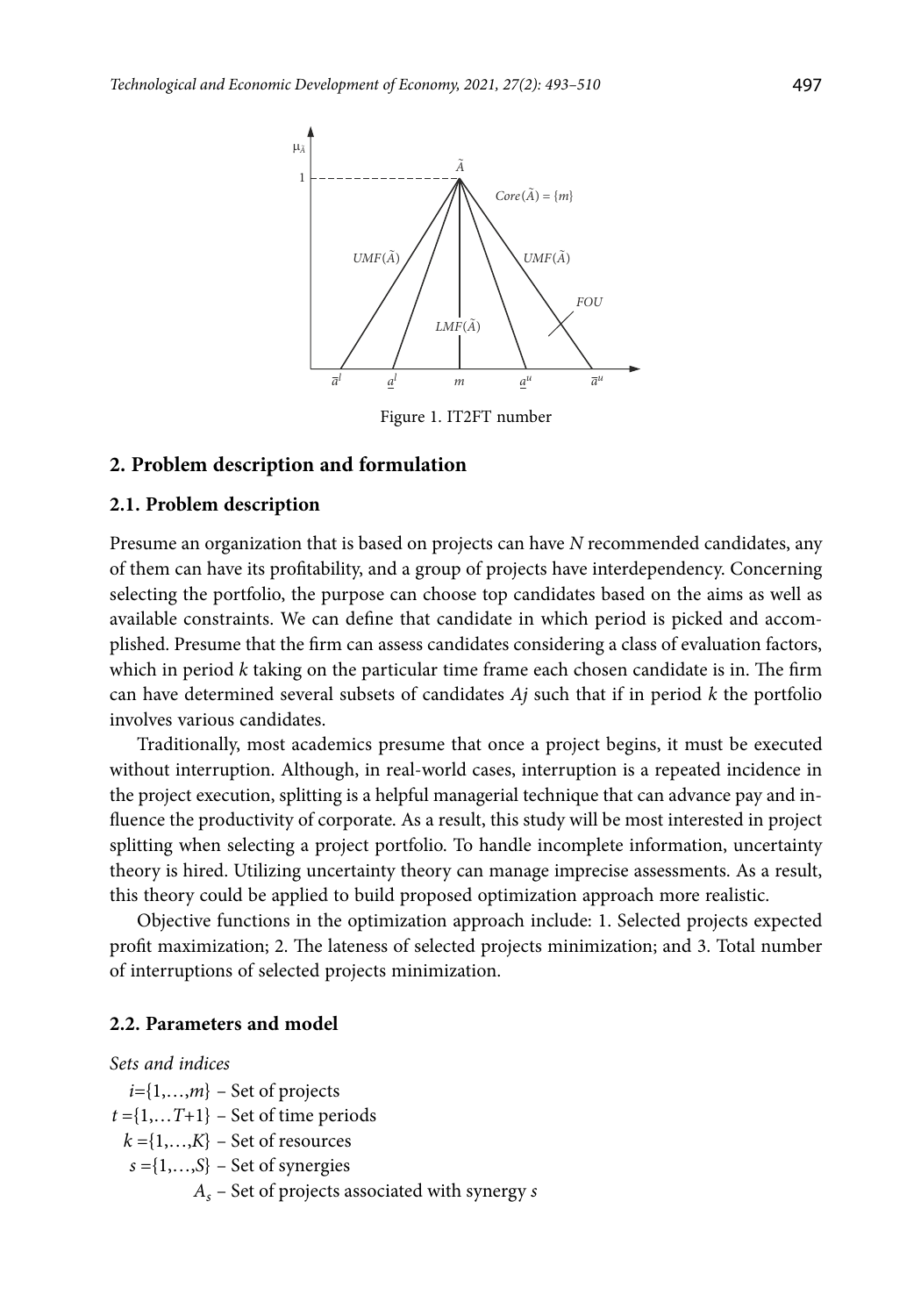Figure 1. IT2FT number

## 2. Problem description and formulation

### 2.1. Problem description

Presume an organization that is based on projects can have *N* recommended candidates, any of them can have its profitability, and a group of projects have interdependency. Concerning selecting the portfolio, the purpose can choose top candidates based on the aims as well as available constraints. We can define that candidate in which period is picked and accomplished. Presume that the firm can assess candidates considering a class of evaluation factors, which in period *k* taking on the particular time frame each chosen candidate is in. The firm can have determined several subsets of candidates *Aj* such that if in period *k* the portfolio involves various candidates.

Traditionally, most academics presume that once a project begins, it must be executed without interruption. Although, in real-world cases, interruption is a repeated incidence in the project execution, splitting is a helpful managerial technique that can advance pay and influence the productivity of corporate. As a result, this study will be most interested in project splitting when selecting a project portfolio. To handle incomplete information, uncertainty theory is hired. Utilizing uncertainty theory can manage imprecise assessments. As a result, this theory could be applied to build proposed optimization approach more realistic.

Objective functions in the optimization approach include: 1. Selected projects expected profit maximization; 2. The lateness of selected projects minimization; and 3. Total number of interruptions of selected projects minimization.

### 2.2. Parameters and model

*Sets and indices*

$i=\{1,\ldots,m\}$ – Set of projects

$t=\{1,\ldots T+1\}$ – Set of time periods

$k=\{1,\ldots,K\}$ – Set of resources

$s=\{1,\ldots,S\}$ – Set of synergies

$A_s$ – Set of projects associated with synergy $s$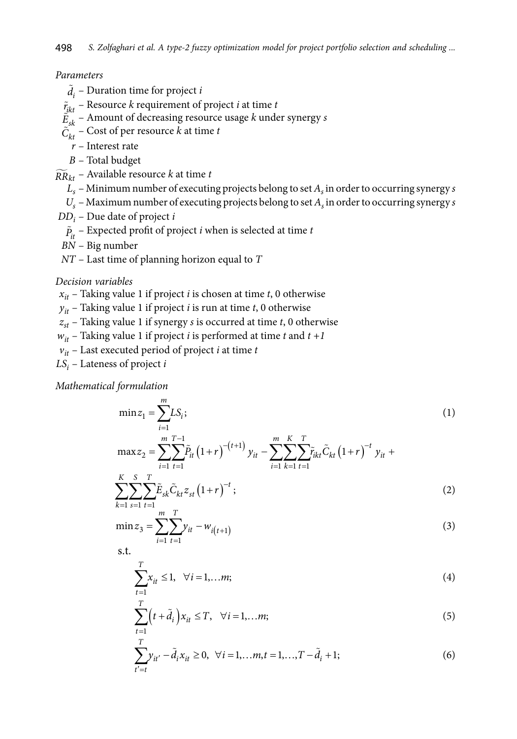*Parameters*

$\tilde{d}_i$ – Duration time for project $i$

$\tilde{r}_{ikt}$ – Resource $k$ requirement of project $i$ at time $t$

$\tilde{E}_{sk}$ – Amount of decreasing resource usage $k$ under synergy $s$

$\tilde{C}_{kt}$ – Cost of per resource $k$ at time $t$

$r$ – Interest rate

$B$ – Total budget

$\widetilde{RR}_{kt}$ – Available resource $k$ at time $t$

$L_s$ – Minimum number of executing projects belong to set $A_s$ in order to occurring synergy $s$

$U_s$ – Maximum number of executing projects belong to set $A_s$ in order to occurring synergy $s$

$DD_i$ – Due date of project $i$

$\tilde{P}_{it}$ – Expected profit of project $i$ when is selected at time $t$

$BN$ – Big number

$NT$ – Last time of planning horizon equal to $T$

*Decision variables*

$x_{it}$ – Taking value 1 if project $i$ is chosen at time $t$, 0 otherwise

$y_{it}$ – Taking value 1 if project $i$ is run at time $t$, 0 otherwise

$z_{st}$ – Taking value 1 if synergy $s$ is occurred at time $t$, 0 otherwise

$w_{it}$ – Taking value 1 if project $i$ is performed at time $t$ and $t+1$

$v_{it}$ – Last executed period of project $i$ at time $t$

$LS_i$ – Lateness of project $i$

*Mathematical formulation*

$$\min z_1 = \sum_{i=1}^{m} LS_i; \tag{1}$$

$$\max z_2 = \sum_{i=1}^{m}\sum_{t=1}^{T-1} \tilde{P}_{it}\left(1+r\right)^{-(t+1)} y_{it} - \sum_{i=1}^{m}\sum_{k=1}^{K}\sum_{t=1}^{T} \tilde{r}_{ikt}\tilde{C}_{kt}\left(1+r\right)^{-t} y_{it} + \sum_{k=1}^{K}\sum_{s=1}^{S}\sum_{t=1}^{T} \tilde{E}_{sk}\tilde{C}_{kt} z_{st}\left(1+r\right)^{-t}; \tag{2}$$

$$\min z_3 = \sum_{i=1}^{m}\sum_{t=1}^{T} y_{it} - w_{i(t+1)} \tag{3}$$

s.t.

$$\sum_{t=1}^{T} x_{it} \le 1, \quad \forall i = 1,\ldots m; \tag{4}$$

$$\sum_{t=1}^{T} \left(t + \tilde{d}_i\right) x_{it} \le T, \quad \forall i = 1,\ldots m; \tag{5}$$

$$\sum_{t'=t}^{T} y_{it'} - \tilde{d}_i x_{it} \ge 0, \quad \forall i = 1,\ldots m, t = 1,\ldots, T - \tilde{d}_i + 1; \tag{6}$$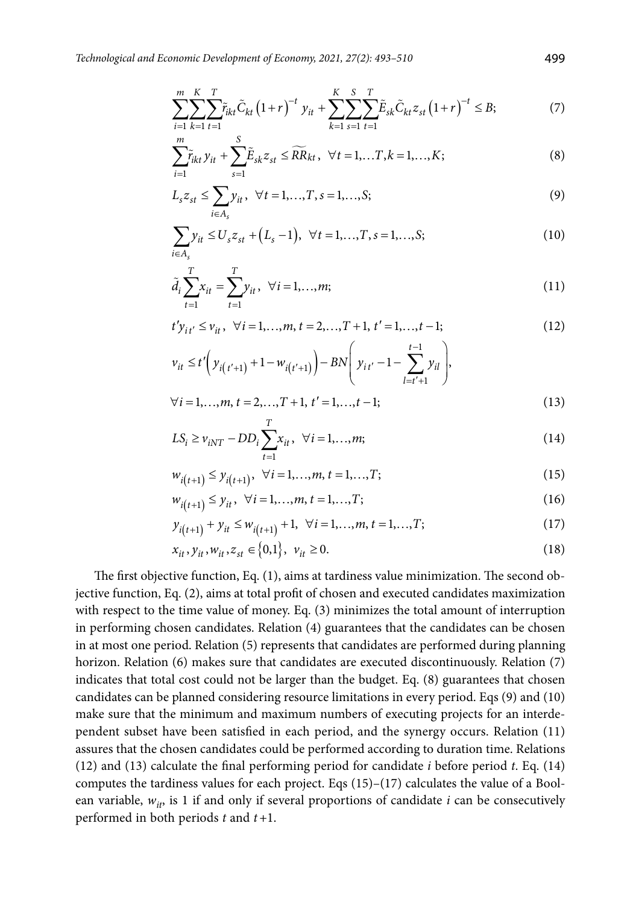$$\sum_{i=1}^{m}\sum_{k=1}^{K}\sum_{t=1}^{T}\tilde{r}_{ikt}\tilde{C}_{kt}\left(1+r\right)^{-t}y_{it}+\sum_{k=1}^{K}\sum_{s=1}^{S}\sum_{t=1}^{T}\tilde{E}_{sk}\tilde{C}_{kt}z_{st}\left(1+r\right)^{-t}\leq B; \tag{7}$$

$$\sum_{i=1}^{m}\tilde{r}_{ikt}y_{it}+\sum_{s=1}^{S}\tilde{E}_{sk}z_{st}\leq\widetilde{RR}_{kt},\ \ \forall t=1,\ldots T,k=1,\ldots,K; \tag{8}$$

$$L_{s}z_{st}\leq\sum_{i\in A_{s}}y_{it},\ \ \forall t=1,\ldots,T,s=1,\ldots,S; \tag{9}$$

$$\sum_{i\in A_{s}}y_{it}\leq U_{s}z_{st}+\left(L_{s}-1\right),\ \ \forall t=1,\ldots,T,s=1,\ldots,S; \tag{10}$$

$$\tilde{d}_{i}\sum_{t=1}^{T}x_{it}=\sum_{t=1}^{T}y_{it},\ \ \forall i=1,\ldots,m; \tag{11}$$

$$t'y_{it'}\leq v_{it},\ \ \forall i=1,\ldots,m,\ t=2,\ldots,T+1,\ t'=1,\ldots,t-1; \tag{12}$$

$$v_{it}\leq t'\left(y_{i(t'+1)}+1-w_{i(t'+1)}\right)-BN\left(y_{it'}-1-\sum_{l=t'+1}^{t-1}y_{il}\right),$$

$$\forall i=1,\ldots,m,\ t=2,\ldots,T+1,\ t'=1,\ldots,t-1; \tag{13}$$

$$LS_{i}\geq v_{iNT}-DD_{i}\sum_{t=1}^{T}x_{it},\ \ \forall i=1,\ldots,m; \tag{14}$$

$$w_{i(t+1)}\leq y_{i(t+1)},\ \ \forall i=1,\ldots,m,\ t=1,\ldots,T; \tag{15}$$

$$w_{i(t+1)}\leq y_{it},\ \ \forall i=1,\ldots,m,\ t=1,\ldots,T; \tag{16}$$

$$y_{i(t+1)}+y_{it}\leq w_{i(t+1)}+1,\ \ \forall i=1,\ldots,m,\ t=1,\ldots,T; \tag{17}$$

$$x_{it},y_{it},w_{it},z_{st}\in\left\{0,1\right\},\ \ v_{it}\geq 0. \tag{18}$$

The first objective function, Eq. (1), aims at tardiness value minimization. The second objective function, Eq. (2), aims at total profit of chosen and executed candidates maximization with respect to the time value of money. Eq. (3) minimizes the total amount of interruption in performing chosen candidates. Relation (4) guarantees that the candidates can be chosen in at most one period. Relation (5) represents that candidates are performed during planning horizon. Relation (6) makes sure that candidates are executed discontinuously. Relation (7) indicates that total cost could not be larger than the budget. Eq. (8) guarantees that chosen candidates can be planned considering resource limitations in every period. Eqs (9) and (10) make sure that the minimum and maximum numbers of executing projects for an interdependent subset have been satisfied in each period, and the synergy occurs. Relation (11) assures that the chosen candidates could be performed according to duration time. Relations (12) and (13) calculate the final performing period for candidate $i$ before period $t$. Eq. (14) computes the tardiness values for each project. Eqs (15)–(17) calculates the value of a Boolean variable, $w_{it}$, is 1 if and only if several proportions of candidate $i$ can be consecutively performed in both periods $t$ and $t+1$.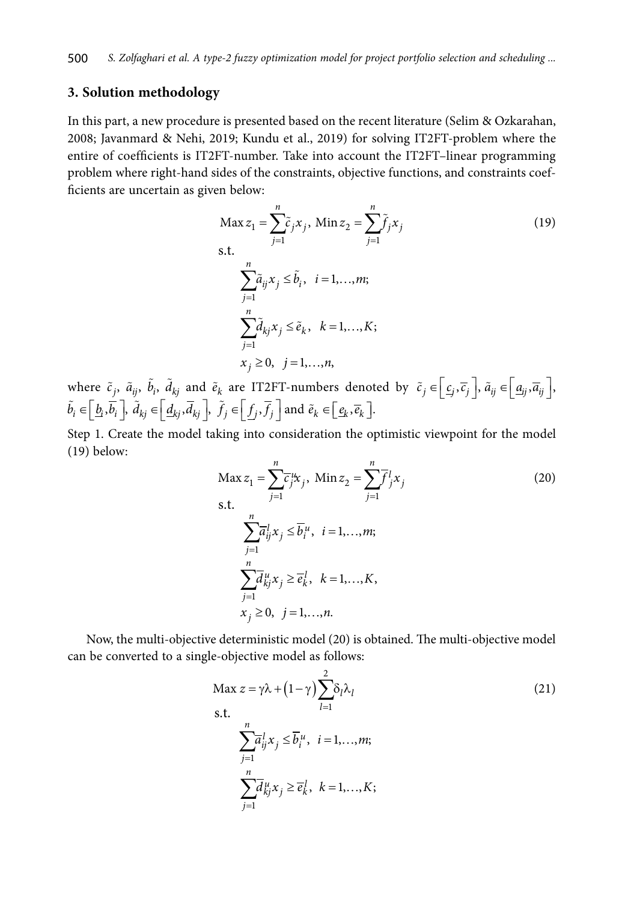## 3. Solution methodology

In this part, a new procedure is presented based on the recent literature (Selim & Ozkarahan, 2008; Javanmard & Nehi, 2019; Kundu et al., 2019) for solving IT2FT-problem where the entire of coefficients is IT2FT-number. Take into account the IT2FT–linear programming problem where right-hand sides of the constraints, objective functions, and constraints coefficients are uncertain as given below:

$$\text{Max } z_1 = \sum_{j=1}^{n} \tilde{c}_j x_j, \text{ Min } z_2 = \sum_{j=1}^{n} \tilde{f}_j x_j \tag{19}$$

s.t.

$$\sum_{j=1}^{n} \tilde{a}_{ij} x_j \leq \tilde{b}_i, \quad i = 1,\ldots,m;$$

$$\sum_{j=1}^{n} \tilde{d}_{kj} x_j \leq \tilde{e}_k, \quad k = 1,\ldots,K;$$

$$x_j \geq 0, \quad j = 1,\ldots,n,$$

where $\tilde{c}_j$, $\tilde{a}_{ij}$, $\tilde{b}_i$, $\tilde{d}_{kj}$ and $\tilde{e}_k$ are IT2FT-numbers denoted by $\tilde{c}_j \in \left[\underline{c}_j, \overline{c}_j\right]$, $\tilde{a}_{ij} \in \left[\underline{a}_{ij}, \overline{a}_{ij}\right]$, $\tilde{b}_i \in \left[\underline{b}_i, \overline{b}_i\right]$, $\tilde{d}_{kj} \in \left[\underline{d}_{kj}, \overline{d}_{kj}\right]$, $\tilde{f}_j \in \left[\underline{f}_j, \overline{f}_j\right]$ and $\tilde{e}_k \in \left[\underline{e}_k, \overline{e}_k\right]$.

Step 1. Create the model taking into consideration the optimistic viewpoint for the model (19) below:

$$\text{Max } z_1 = \sum_{j=1}^{n} \overline{c}_j^u x_j, \text{ Min } z_2 = \sum_{j=1}^{n} \overline{f}_j^l x_j \tag{20}$$

s.t.

$$\sum_{j=1}^{n} \overline{a}_{ij}^l x_j \leq \overline{b}_i^u, \quad i = 1,\ldots,m;$$

$$\sum_{j=1}^{n} \overline{d}_{kj}^u x_j \geq \overline{e}_k^l, \quad k = 1,\ldots,K,$$

$$x_j \geq 0, \quad j = 1,\ldots,n.$$

Now, the multi-objective deterministic model (20) is obtained. The multi-objective model can be converted to a single-objective model as follows:

$$\text{Max } z = \gamma\lambda + (1-\gamma)\sum_{l=1}^{2} \delta_l \lambda_l \tag{21}$$

s.t.

$$\sum_{j=1}^{n} \overline{a}_{ij}^l x_j \leq \overline{b}_i^u, \quad i = 1,\ldots,m;$$

$$\sum_{j=1}^{n} \overline{d}_{kj}^u x_j \geq \overline{e}_k^l, \quad k = 1,\ldots,K;$$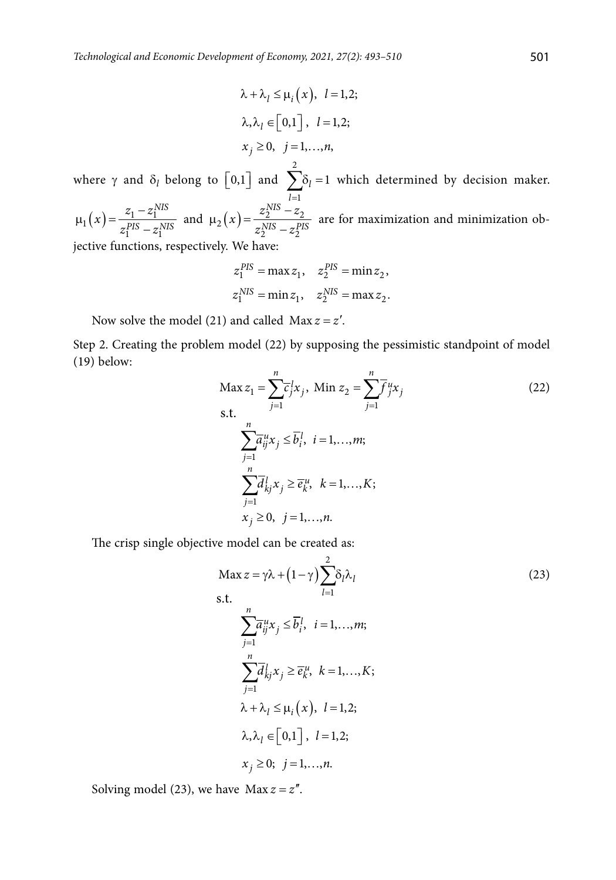$$\lambda + \lambda_l \leq \mu_i\left(x\right),\ \ l = 1,2;$$

$$\lambda, \lambda_l \in \left[0,1\right],\ \ l = 1,2;$$

$$x_j \geq 0,\ \ j = 1,\ldots,n,$$

where $\gamma$ and $\delta_l$ belong to $\left[0,1\right]$ and $\sum_{l=1}^{2}\delta_l = 1$ which determined by decision maker. $\mu_1\left(x\right) = \frac{z_1 - z_1^{NIS}}{z_1^{PIS} - z_1^{NIS}}$ and $\mu_2\left(x\right) = \frac{z_2^{NIS} - z_2}{z_2^{NIS} - z_2^{PIS}}$ are for maximization and minimization objective functions, respectively. We have:

$$z_1^{PIS} = \max z_1, \quad z_2^{PIS} = \min z_2,$$

$$z_1^{NIS} = \min z_1, \quad z_2^{NIS} = \max z_2.$$

Now solve the model (21) and called $\text{Max}\, z = z'$.

Step 2. Creating the problem model (22) by supposing the pessimistic standpoint of model (19) below:

$$\text{Max}\, z_1 = \sum_{j=1}^{n}\overline{c}_j^l x_j,\ \text{Min}\ z_2 = \sum_{j=1}^{n}\overline{f}_j^u x_j \tag{22}$$

s.t.

$$\sum_{j=1}^{n}\overline{a}_{ij}^u x_j \leq \overline{b}_i^l,\ \ i = 1,\ldots,m;$$

$$\sum_{j=1}^{n}\overline{d}_{kj}^l x_j \geq \overline{e}_k^u,\ \ k = 1,\ldots,K;$$

$$x_j \geq 0,\ \ j = 1,\ldots,n.$$

The crisp single objective model can be created as:

$$\text{Max}\, z = \gamma\lambda + \left(1 - \gamma\right)\sum_{l=1}^{2}\delta_l\lambda_l \tag{23}$$

s.t.

$$\sum_{j=1}^{n}\overline{a}_{ij}^u x_j \leq \overline{b}_i^l,\ \ i = 1,\ldots,m;$$

$$\sum_{j=1}^{n}\overline{d}_{kj}^l x_j \geq \overline{e}_k^u,\ \ k = 1,\ldots,K;$$

$$\lambda + \lambda_l \leq \mu_i\left(x\right),\ \ l = 1,2;$$

$$\lambda, \lambda_l \in \left[0,1\right],\ \ l = 1,2;$$

$$x_j \geq 0;\ \ j = 1,\ldots,n.$$

Solving model (23), we have $\text{Max}\, z = z''$.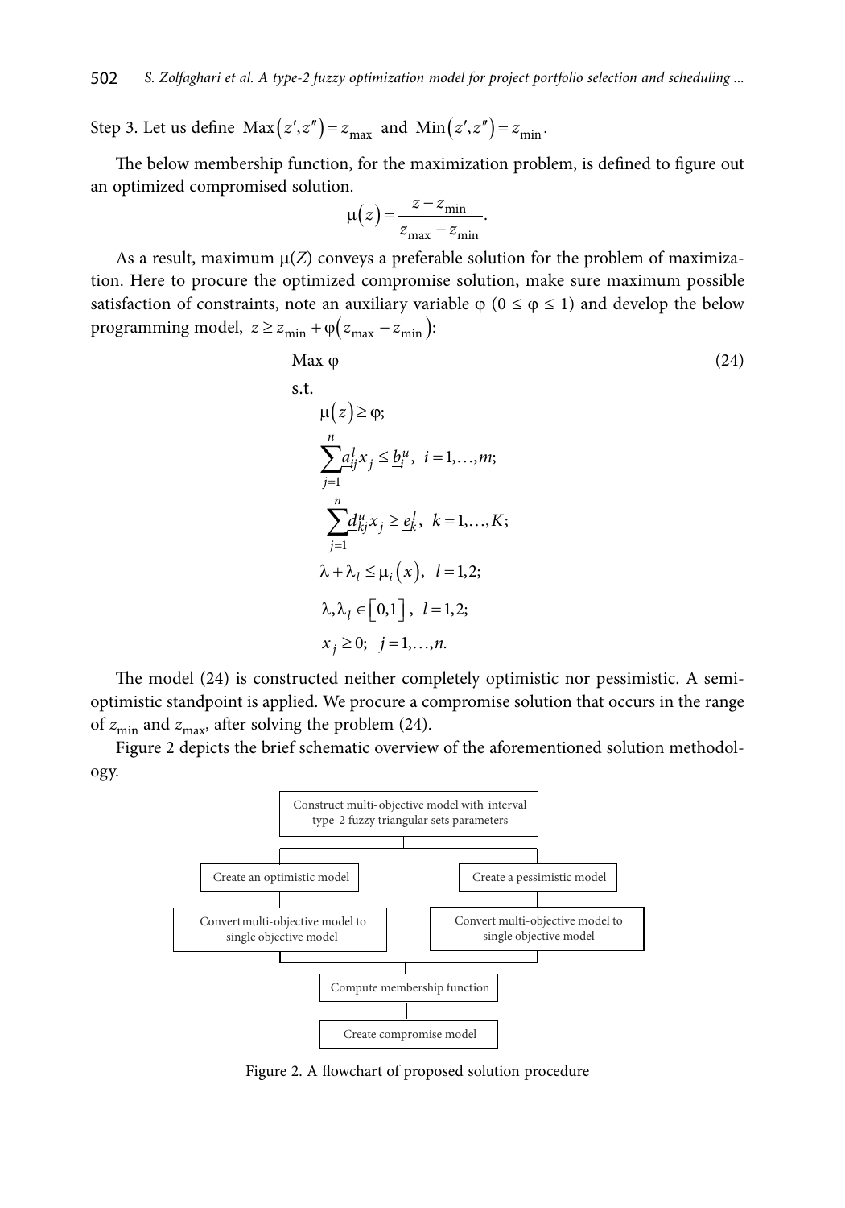Step 3. Let us define $\text{Max}(z', z'') = z_{\max}$ and $\text{Min}(z', z'') = z_{\min}$.

The below membership function, for the maximization problem, is defined to figure out an optimized compromised solution.

$$\mu(z) = \frac{z - z_{\min}}{z_{\max} - z_{\min}}.$$

As a result, maximum $\mu(Z)$ conveys a preferable solution for the problem of maximization. Here to procure the optimized compromise solution, make sure maximum possible satisfaction of constraints, note an auxiliary variable $\varphi$ ($0 \le \varphi \le 1$) and develop the below programming model, $z \ge z_{\min} + \varphi(z_{\max} - z_{\min})$:

$$\text{Max } \varphi \tag{24}$$

$$\begin{aligned}
\text{s.t.} \\
& \mu(z) \ge \varphi; \\
& \sum_{j=1}^{n} \underline{a}_{ij}^{l} x_j \le \underline{b}_i^{u}, \; i = 1, \ldots, m; \\
& \sum_{j=1}^{n} \underline{d}_{kj}^{u} x_j \ge \underline{e}_k^{l}, \; k = 1, \ldots, K; \\
& \lambda + \lambda_l \le \mu_i(x), \; l = 1, 2; \\
& \lambda, \lambda_l \in [0, 1], \; l = 1, 2; \\
& x_j \ge 0; \; j = 1, \ldots, n.
\end{aligned}$$

The model (24) is constructed neither completely optimistic nor pessimistic. A semi-optimistic standpoint is applied. We procure a compromise solution that occurs in the range of $z_{\min}$ and $z_{\max}$, after solving the problem (24).

Figure 2 depicts the brief schematic overview of the aforementioned solution methodology.

Construct multi-objective model with interval type-2 fuzzy triangular sets parameters

Create an optimistic model | Create a pessimistic model

Convert multi-objective model to single objective model | Convert multi-objective model to single objective model

Compute membership function

Create compromise model

Figure 2. A flowchart of proposed solution procedure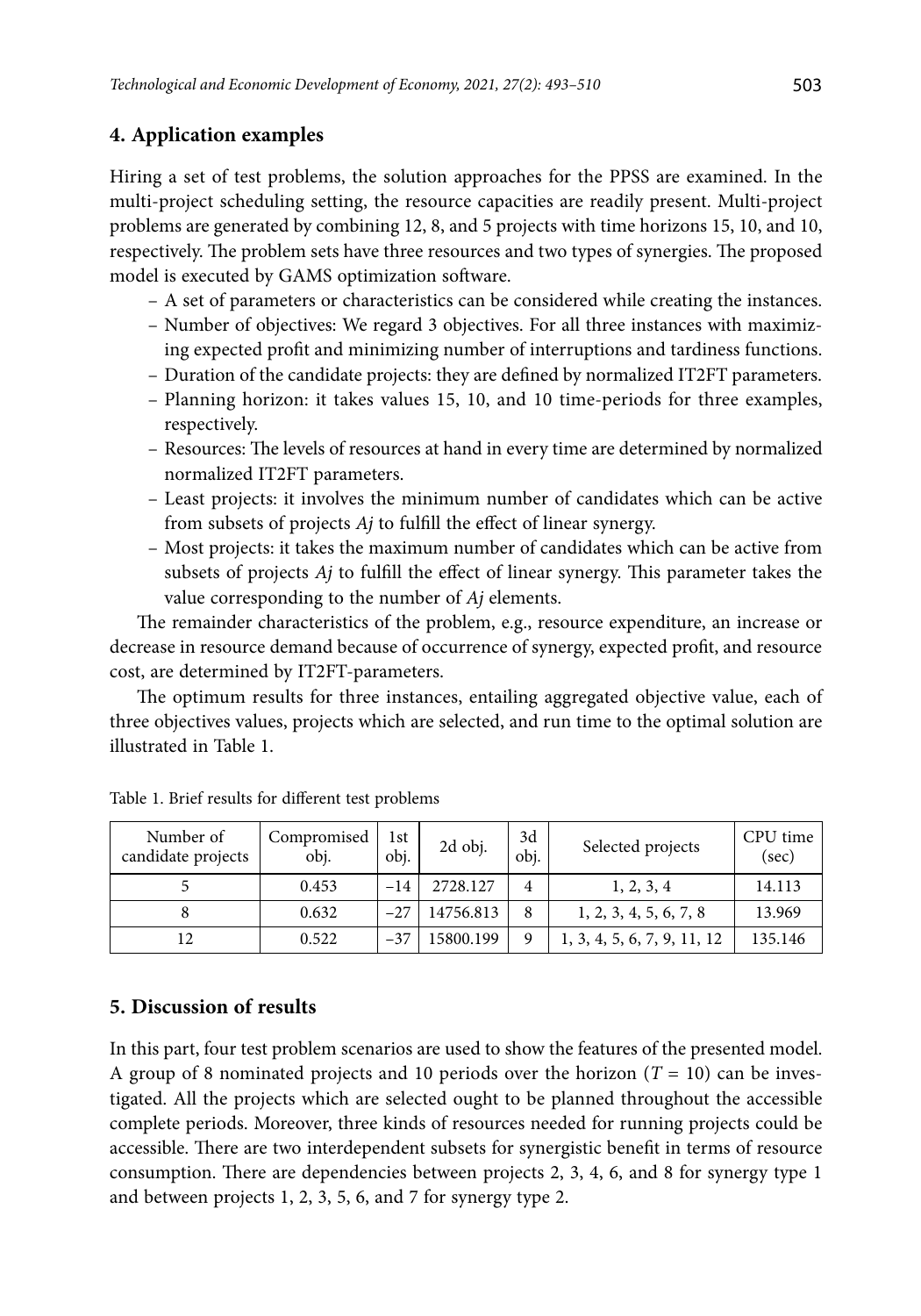## 4. Application examples

Hiring a set of test problems, the solution approaches for the PPSS are examined. In the multi-project scheduling setting, the resource capacities are readily present. Multi-project problems are generated by combining 12, 8, and 5 projects with time horizons 15, 10, and 10, respectively. The problem sets have three resources and two types of synergies. The proposed model is executed by GAMS optimization software.

- A set of parameters or characteristics can be considered while creating the instances.
- Number of objectives: We regard 3 objectives. For all three instances with maximizing expected profit and minimizing number of interruptions and tardiness functions.
- Duration of the candidate projects: they are defined by normalized IT2FT parameters.
- Planning horizon: it takes values 15, 10, and 10 time-periods for three examples, respectively.
- Resources: The levels of resources at hand in every time are determined by normalized normalized IT2FT parameters.
- Least projects: it involves the minimum number of candidates which can be active from subsets of projects $Aj$ to fulfill the effect of linear synergy.
- Most projects: it takes the maximum number of candidates which can be active from subsets of projects $Aj$ to fulfill the effect of linear synergy. This parameter takes the value corresponding to the number of $Aj$ elements.

The remainder characteristics of the problem, e.g., resource expenditure, an increase or decrease in resource demand because of occurrence of synergy, expected profit, and resource cost, are determined by IT2FT-parameters.

The optimum results for three instances, entailing aggregated objective value, each of three objectives values, projects which are selected, and run time to the optimal solution are illustrated in Table 1.

Table 1. Brief results for different test problems

| Number of candidate projects | Compromised obj. | 1st obj. | 2d obj. | 3d obj. | Selected projects | CPU time (sec) |
|---|---|---|---|---|---|---|
| 5 | 0.453 | –14 | 2728.127 | 4 | 1, 2, 3, 4 | 14.113 |
| 8 | 0.632 | –27 | 14756.813 | 8 | 1, 2, 3, 4, 5, 6, 7, 8 | 13.969 |
| 12 | 0.522 | –37 | 15800.199 | 9 | 1, 3, 4, 5, 6, 7, 9, 11, 12 | 135.146 |

## 5. Discussion of results

In this part, four test problem scenarios are used to show the features of the presented model. A group of 8 nominated projects and 10 periods over the horizon ($T = 10$) can be investigated. All the projects which are selected ought to be planned throughout the accessible complete periods. Moreover, three kinds of resources needed for running projects could be accessible. There are two interdependent subsets for synergistic benefit in terms of resource consumption. There are dependencies between projects 2, 3, 4, 6, and 8 for synergy type 1 and between projects 1, 2, 3, 5, 6, and 7 for synergy type 2.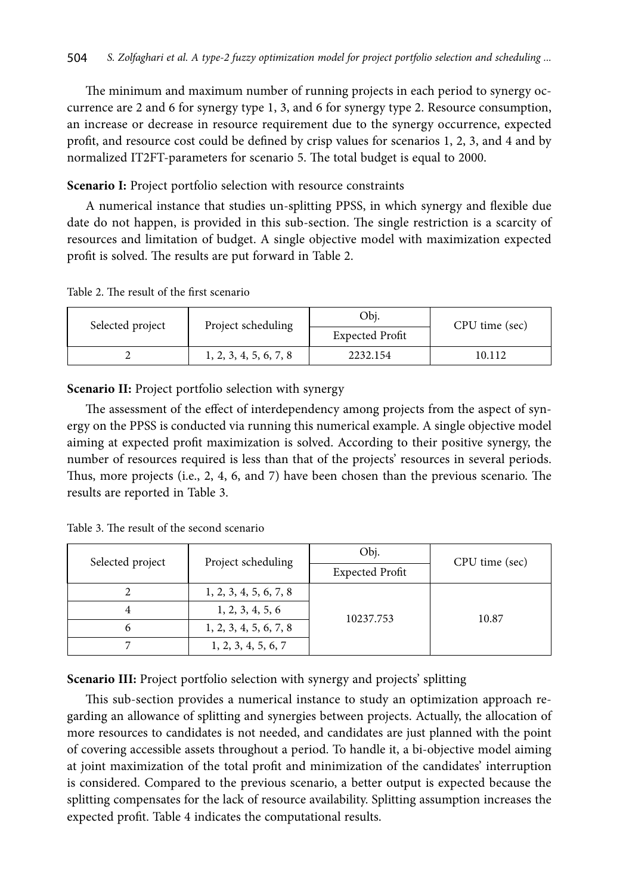The minimum and maximum number of running projects in each period to synergy occurrence are 2 and 6 for synergy type 1, 3, and 6 for synergy type 2. Resource consumption, an increase or decrease in resource requirement due to the synergy occurrence, expected profit, and resource cost could be defined by crisp values for scenarios 1, 2, 3, and 4 and by normalized IT2FT-parameters for scenario 5. The total budget is equal to 2000.

**Scenario I:** Project portfolio selection with resource constraints

A numerical instance that studies un-splitting PPSS, in which synergy and flexible due date do not happen, is provided in this sub-section. The single restriction is a scarcity of resources and limitation of budget. A single objective model with maximization expected profit is solved. The results are put forward in Table 2.

Table 2. The result of the first scenario

| Selected project | Project scheduling | Obj. | CPU time (sec) |
|---|---|---|---|
| | | Expected Profit | |
| 2 | 1, 2, 3, 4, 5, 6, 7, 8 | 2232.154 | 10.112 |

**Scenario II:** Project portfolio selection with synergy

The assessment of the effect of interdependency among projects from the aspect of synergy on the PPSS is conducted via running this numerical example. A single objective model aiming at expected profit maximization is solved. According to their positive synergy, the number of resources required is less than that of the projects' resources in several periods. Thus, more projects (i.e., 2, 4, 6, and 7) have been chosen than the previous scenario. The results are reported in Table 3.

Table 3. The result of the second scenario

| Selected project | Project scheduling | Obj. | CPU time (sec) |
|---|---|---|---|
| | | Expected Profit | |
| 2 | 1, 2, 3, 4, 5, 6, 7, 8 | 10237.753 | 10.87 |
| 4 | 1, 2, 3, 4, 5, 6 | | |
| 6 | 1, 2, 3, 4, 5, 6, 7, 8 | | |
| 7 | 1, 2, 3, 4, 5, 6, 7 | | |

**Scenario III:** Project portfolio selection with synergy and projects' splitting

This sub-section provides a numerical instance to study an optimization approach regarding an allowance of splitting and synergies between projects. Actually, the allocation of more resources to candidates is not needed, and candidates are just planned with the point of covering accessible assets throughout a period. To handle it, a bi-objective model aiming at joint maximization of the total profit and minimization of the candidates' interruption is considered. Compared to the previous scenario, a better output is expected because the splitting compensates for the lack of resource availability. Splitting assumption increases the expected profit. Table 4 indicates the computational results.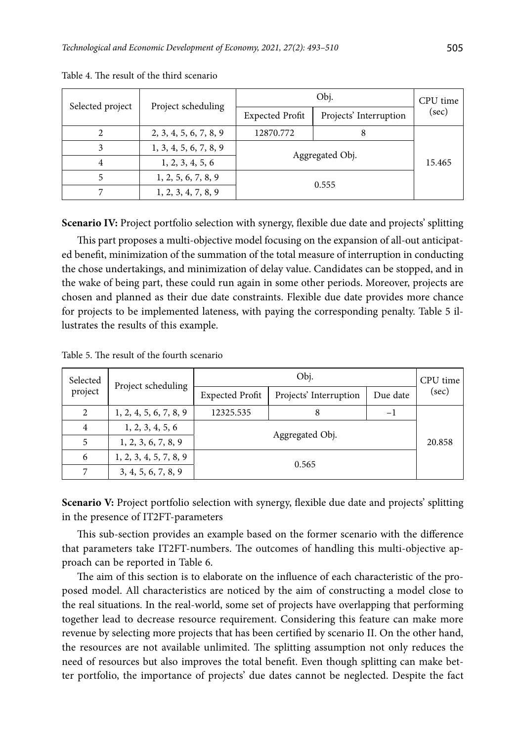Table 4. The result of the third scenario

| Selected project | Project scheduling | Obj. | | CPU time (sec) |
|---|---|---|---|---|
| | | Expected Profit | Projects' Interruption | |
| 2 | 2, 3, 4, 5, 6, 7, 8, 9 | 12870.772 | 8 | 15.465 |
| 3 | 1, 3, 4, 5, 6, 7, 8, 9 | Aggregated Obj. | | |
| 4 | 1, 2, 3, 4, 5, 6 | | | |
| 5 | 1, 2, 5, 6, 7, 8, 9 | 0.555 | | |
| 7 | 1, 2, 3, 4, 7, 8, 9 | | | |

**Scenario IV:** Project portfolio selection with synergy, flexible due date and projects' splitting

This part proposes a multi-objective model focusing on the expansion of all-out anticipated benefit, minimization of the summation of the total measure of interruption in conducting the chose undertakings, and minimization of delay value. Candidates can be stopped, and in the wake of being part, these could run again in some other periods. Moreover, projects are chosen and planned as their due date constraints. Flexible due date provides more chance for projects to be implemented lateness, with paying the corresponding penalty. Table 5 illustrates the results of this example.

Table 5. The result of the fourth scenario

| Selected project | Project scheduling | Obj. | | | CPU time (sec) |
|---|---|---|---|---|---|
| | | Expected Profit | Projects' Interruption | Due date | |
| 2 | 1, 2, 4, 5, 6, 7, 8, 9 | 12325.535 | 8 | −1 | 20.858 |
| 4 | 1, 2, 3, 4, 5, 6 | Aggregated Obj. | | | |
| 5 | 1, 2, 3, 6, 7, 8, 9 | | | | |
| 6 | 1, 2, 3, 4, 5, 7, 8, 9 | 0.565 | | | |
| 7 | 3, 4, 5, 6, 7, 8, 9 | | | | |

**Scenario V:** Project portfolio selection with synergy, flexible due date and projects' splitting in the presence of IT2FT-parameters

This sub-section provides an example based on the former scenario with the difference that parameters take IT2FT-numbers. The outcomes of handling this multi-objective approach can be reported in Table 6.

The aim of this section is to elaborate on the influence of each characteristic of the proposed model. All characteristics are noticed by the aim of constructing a model close to the real situations. In the real-world, some set of projects have overlapping that performing together lead to decrease resource requirement. Considering this feature can make more revenue by selecting more projects that has been certified by scenario II. On the other hand, the resources are not available unlimited. The splitting assumption not only reduces the need of resources but also improves the total benefit. Even though splitting can make better portfolio, the importance of projects' due dates cannot be neglected. Despite the fact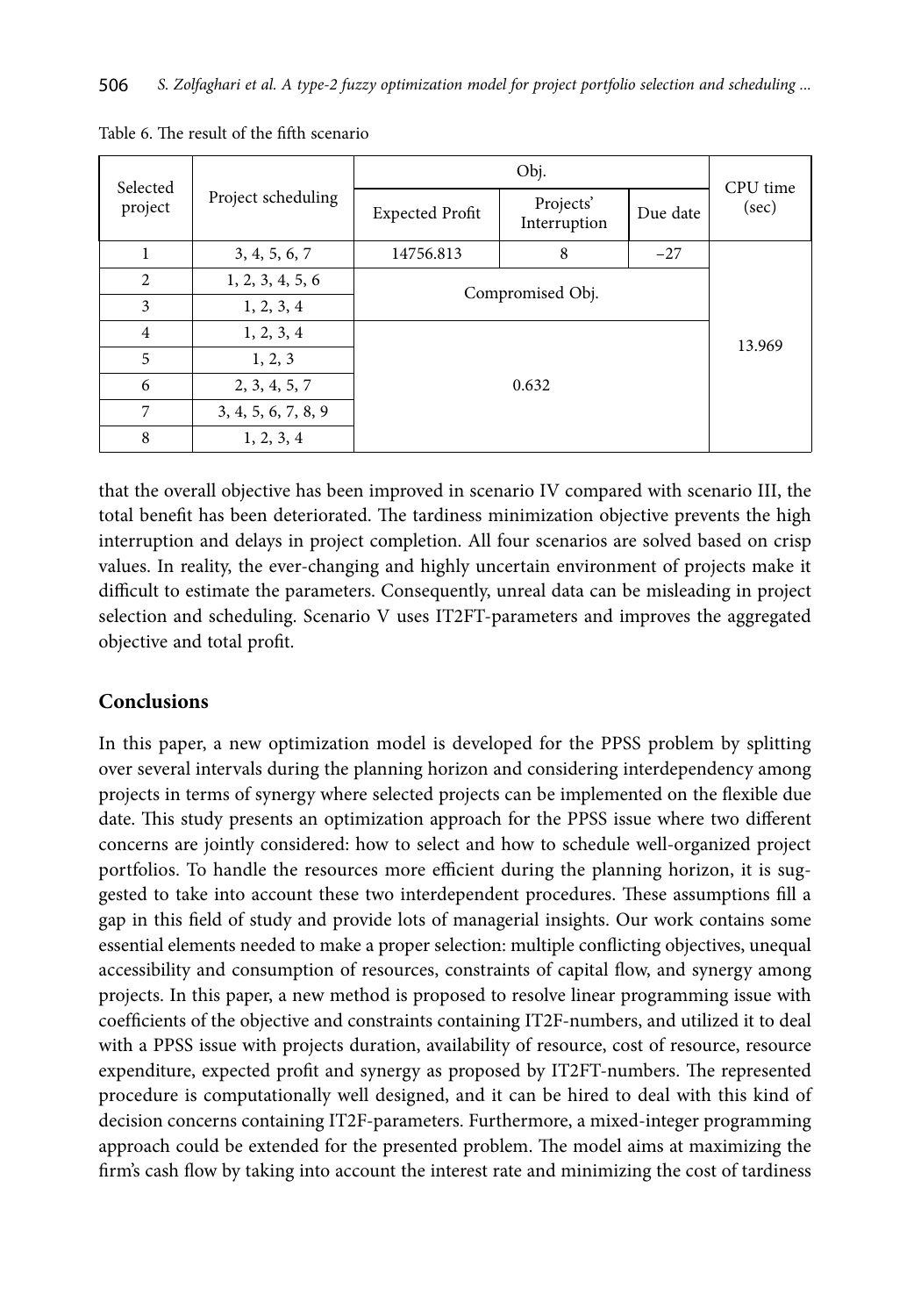Table 6. The result of the fifth scenario

| Selected project | Project scheduling | Obj. | | | CPU time (sec) |
|---|---|---|---|---|---|
| | | Expected Profit | Projects' Interruption | Due date | |
| 1 | 3, 4, 5, 6, 7 | 14756.813 | 8 | −27 | 13.969 |
| 2 | 1, 2, 3, 4, 5, 6 | Compromised Obj. | | | |
| 3 | 1, 2, 3, 4 | | | | |
| 4 | 1, 2, 3, 4 | 0.632 | | | |
| 5 | 1, 2, 3 | | | | |
| 6 | 2, 3, 4, 5, 7 | | | | |
| 7 | 3, 4, 5, 6, 7, 8, 9 | | | | |
| 8 | 1, 2, 3, 4 | | | | |

that the overall objective has been improved in scenario IV compared with scenario III, the total benefit has been deteriorated. The tardiness minimization objective prevents the high interruption and delays in project completion. All four scenarios are solved based on crisp values. In reality, the ever-changing and highly uncertain environment of projects make it difficult to estimate the parameters. Consequently, unreal data can be misleading in project selection and scheduling. Scenario V uses IT2FT-parameters and improves the aggregated objective and total profit.

## Conclusions

In this paper, a new optimization model is developed for the PPSS problem by splitting over several intervals during the planning horizon and considering interdependency among projects in terms of synergy where selected projects can be implemented on the flexible due date. This study presents an optimization approach for the PPSS issue where two different concerns are jointly considered: how to select and how to schedule well-organized project portfolios. To handle the resources more efficient during the planning horizon, it is suggested to take into account these two interdependent procedures. These assumptions fill a gap in this field of study and provide lots of managerial insights. Our work contains some essential elements needed to make a proper selection: multiple conflicting objectives, unequal accessibility and consumption of resources, constraints of capital flow, and synergy among projects. In this paper, a new method is proposed to resolve linear programming issue with coefficients of the objective and constraints containing IT2F-numbers, and utilized it to deal with a PPSS issue with projects duration, availability of resource, cost of resource, resource expenditure, expected profit and synergy as proposed by IT2FT-numbers. The represented procedure is computationally well designed, and it can be hired to deal with this kind of decision concerns containing IT2F-parameters. Furthermore, a mixed-integer programming approach could be extended for the presented problem. The model aims at maximizing the firm's cash flow by taking into account the interest rate and minimizing the cost of tardiness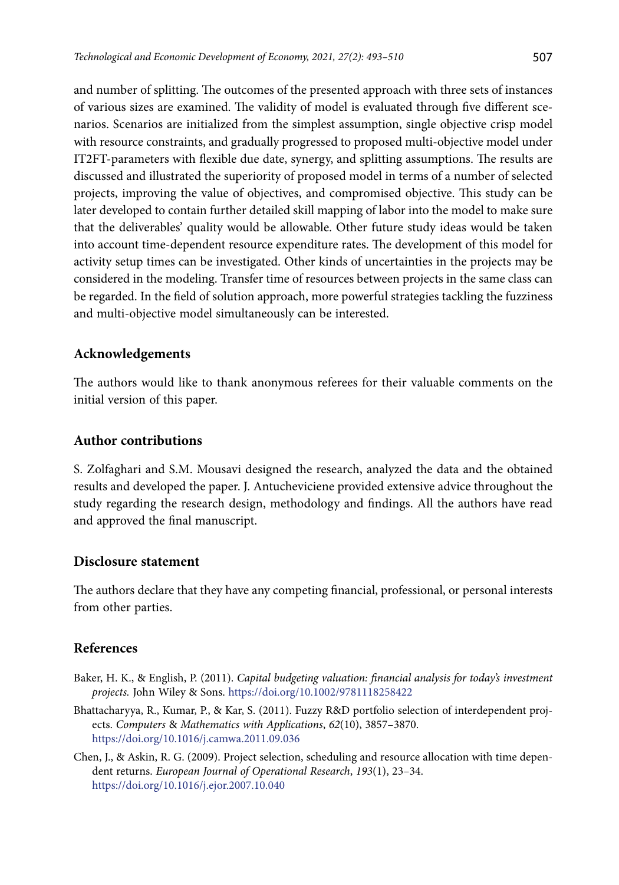and number of splitting. The outcomes of the presented approach with three sets of instances of various sizes are examined. The validity of model is evaluated through five different scenarios. Scenarios are initialized from the simplest assumption, single objective crisp model with resource constraints, and gradually progressed to proposed multi-objective model under IT2FT-parameters with flexible due date, synergy, and splitting assumptions. The results are discussed and illustrated the superiority of proposed model in terms of a number of selected projects, improving the value of objectives, and compromised objective. This study can be later developed to contain further detailed skill mapping of labor into the model to make sure that the deliverables' quality would be allowable. Other future study ideas would be taken into account time-dependent resource expenditure rates. The development of this model for activity setup times can be investigated. Other kinds of uncertainties in the projects may be considered in the modeling. Transfer time of resources between projects in the same class can be regarded. In the field of solution approach, more powerful strategies tackling the fuzziness and multi-objective model simultaneously can be interested.

## Acknowledgements

The authors would like to thank anonymous referees for their valuable comments on the initial version of this paper.

## Author contributions

S. Zolfaghari and S.M. Mousavi designed the research, analyzed the data and the obtained results and developed the paper. J. Antucheviciene provided extensive advice throughout the study regarding the research design, methodology and findings. All the authors have read and approved the final manuscript.

## Disclosure statement

The authors declare that they have any competing financial, professional, or personal interests from other parties.

## References

Baker, H. K., & English, P. (2011). *Capital budgeting valuation: financial analysis for today's investment projects.* John Wiley & Sons. https://doi.org/10.1002/9781118258422

Bhattacharyya, R., Kumar, P., & Kar, S. (2011). Fuzzy R&D portfolio selection of interdependent projects. *Computers & Mathematics with Applications*, *62*(10), 3857–3870. https://doi.org/10.1016/j.camwa.2011.09.036

Chen, J., & Askin, R. G. (2009). Project selection, scheduling and resource allocation with time dependent returns. *European Journal of Operational Research*, *193*(1), 23–34. https://doi.org/10.1016/j.ejor.2007.10.040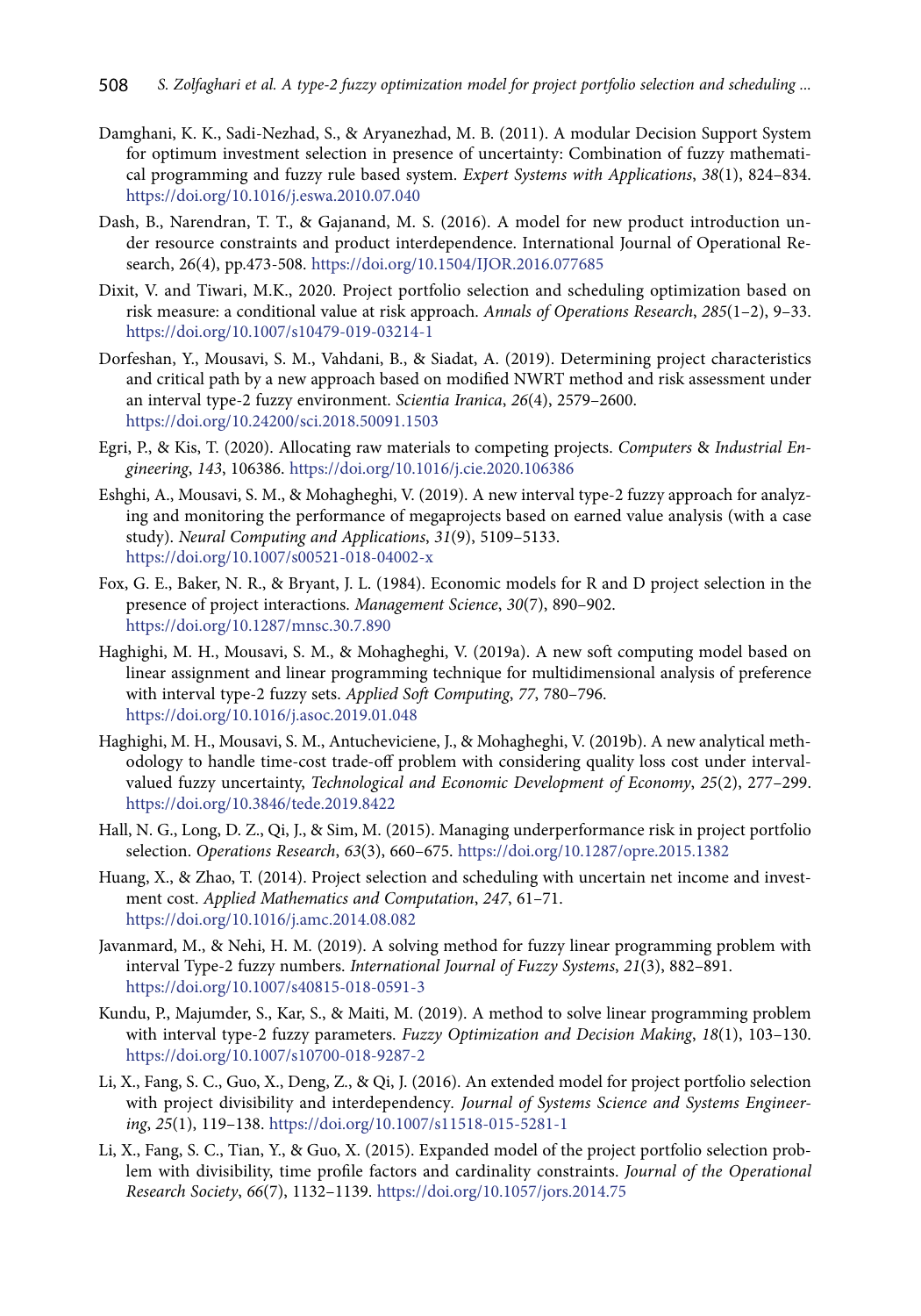Damghani, K. K., Sadi-Nezhad, S., & Aryanezhad, M. B. (2011). A modular Decision Support System for optimum investment selection in presence of uncertainty: Combination of fuzzy mathematical programming and fuzzy rule based system. *Expert Systems with Applications*, *38*(1), 824–834. https://doi.org/10.1016/j.eswa.2010.07.040

Dash, B., Narendran, T. T., & Gajanand, M. S. (2016). A model for new product introduction under resource constraints and product interdependence. International Journal of Operational Research, 26(4), pp.473-508. https://doi.org/10.1504/IJOR.2016.077685

Dixit, V. and Tiwari, M.K., 2020. Project portfolio selection and scheduling optimization based on risk measure: a conditional value at risk approach. *Annals of Operations Research*, *285*(1–2), 9–33. https://doi.org/10.1007/s10479-019-03214-1

Dorfeshan, Y., Mousavi, S. M., Vahdani, B., & Siadat, A. (2019). Determining project characteristics and critical path by a new approach based on modified NWRT method and risk assessment under an interval type-2 fuzzy environment. *Scientia Iranica*, *26*(4), 2579–2600. https://doi.org/10.24200/sci.2018.50091.1503

Egri, P., & Kis, T. (2020). Allocating raw materials to competing projects. *Computers* & *Industrial Engineering*, *143*, 106386. https://doi.org/10.1016/j.cie.2020.106386

Eshghi, A., Mousavi, S. M., & Mohagheghi, V. (2019). A new interval type-2 fuzzy approach for analyzing and monitoring the performance of megaprojects based on earned value analysis (with a case study). *Neural Computing and Applications*, *31*(9), 5109–5133. https://doi.org/10.1007/s00521-018-04002-x

Fox, G. E., Baker, N. R., & Bryant, J. L. (1984). Economic models for R and D project selection in the presence of project interactions. *Management Science*, *30*(7), 890–902. https://doi.org/10.1287/mnsc.30.7.890

Haghighi, M. H., Mousavi, S. M., & Mohagheghi, V. (2019a). A new soft computing model based on linear assignment and linear programming technique for multidimensional analysis of preference with interval type-2 fuzzy sets. *Applied Soft Computing*, *77*, 780–796. https://doi.org/10.1016/j.asoc.2019.01.048

Haghighi, M. H., Mousavi, S. M., Antucheviciene, J., & Mohagheghi, V. (2019b). A new analytical methodology to handle time-cost trade-off problem with considering quality loss cost under interval-valued fuzzy uncertainty, *Technological and Economic Development of Economy*, *25*(2), 277–299. https://doi.org/10.3846/tede.2019.8422

Hall, N. G., Long, D. Z., Qi, J., & Sim, M. (2015). Managing underperformance risk in project portfolio selection. *Operations Research*, *63*(3), 660–675. https://doi.org/10.1287/opre.2015.1382

Huang, X., & Zhao, T. (2014). Project selection and scheduling with uncertain net income and investment cost. *Applied Mathematics and Computation*, *247*, 61–71. https://doi.org/10.1016/j.amc.2014.08.082

Javanmard, M., & Nehi, H. M. (2019). A solving method for fuzzy linear programming problem with interval Type-2 fuzzy numbers. *International Journal of Fuzzy Systems*, *21*(3), 882–891. https://doi.org/10.1007/s40815-018-0591-3

Kundu, P., Majumder, S., Kar, S., & Maiti, M. (2019). A method to solve linear programming problem with interval type-2 fuzzy parameters. *Fuzzy Optimization and Decision Making*, *18*(1), 103–130. https://doi.org/10.1007/s10700-018-9287-2

Li, X., Fang, S. C., Guo, X., Deng, Z., & Qi, J. (2016). An extended model for project portfolio selection with project divisibility and interdependency. *Journal of Systems Science and Systems Engineering*, *25*(1), 119–138. https://doi.org/10.1007/s11518-015-5281-1

Li, X., Fang, S. C., Tian, Y., & Guo, X. (2015). Expanded model of the project portfolio selection problem with divisibility, time profile factors and cardinality constraints. *Journal of the Operational Research Society*, *66*(7), 1132–1139. https://doi.org/10.1057/jors.2014.75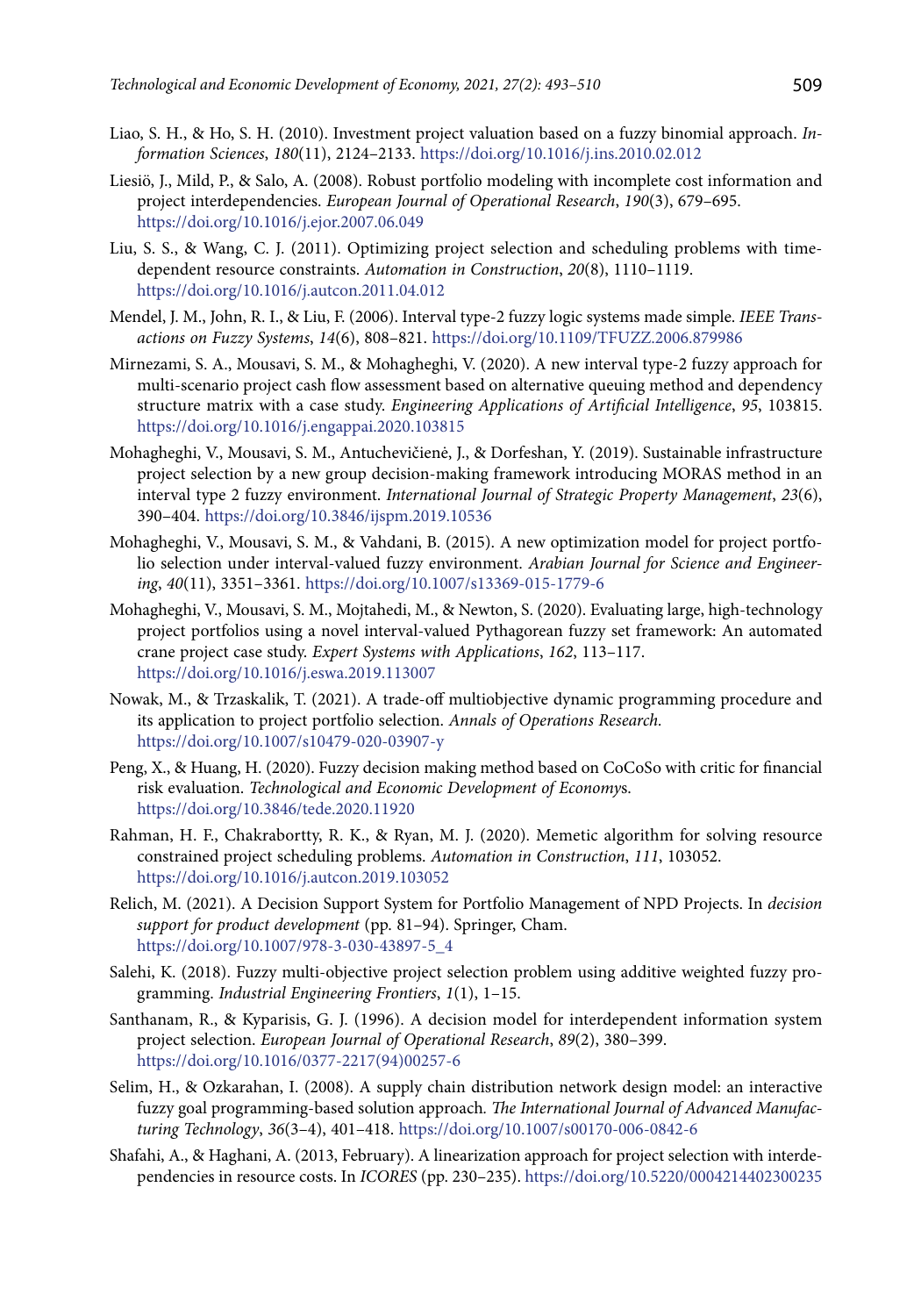Liao, S. H., & Ho, S. H. (2010). Investment project valuation based on a fuzzy binomial approach. *Information Sciences*, *180*(11), 2124–2133. https://doi.org/10.1016/j.ins.2010.02.012

Liesiö, J., Mild, P., & Salo, A. (2008). Robust portfolio modeling with incomplete cost information and project interdependencies. *European Journal of Operational Research*, *190*(3), 679–695. https://doi.org/10.1016/j.ejor.2007.06.049

Liu, S. S., & Wang, C. J. (2011). Optimizing project selection and scheduling problems with time-dependent resource constraints. *Automation in Construction*, *20*(8), 1110–1119. https://doi.org/10.1016/j.autcon.2011.04.012

Mendel, J. M., John, R. I., & Liu, F. (2006). Interval type-2 fuzzy logic systems made simple. *IEEE Transactions on Fuzzy Systems*, *14*(6), 808–821. https://doi.org/10.1109/TFUZZ.2006.879986

Mirnezami, S. A., Mousavi, S. M., & Mohagheghi, V. (2020). A new interval type-2 fuzzy approach for multi-scenario project cash flow assessment based on alternative queuing method and dependency structure matrix with a case study. *Engineering Applications of Artificial Intelligence*, *95*, 103815. https://doi.org/10.1016/j.engappai.2020.103815

Mohagheghi, V., Mousavi, S. M., Antuchevičienė, J., & Dorfeshan, Y. (2019). Sustainable infrastructure project selection by a new group decision-making framework introducing MORAS method in an interval type 2 fuzzy environment. *International Journal of Strategic Property Management*, *23*(6), 390–404. https://doi.org/10.3846/ijspm.2019.10536

Mohagheghi, V., Mousavi, S. M., & Vahdani, B. (2015). A new optimization model for project portfolio selection under interval-valued fuzzy environment. *Arabian Journal for Science and Engineering*, *40*(11), 3351–3361. https://doi.org/10.1007/s13369-015-1779-6

Mohagheghi, V., Mousavi, S. M., Mojtahedi, M., & Newton, S. (2020). Evaluating large, high-technology project portfolios using a novel interval-valued Pythagorean fuzzy set framework: An automated crane project case study. *Expert Systems with Applications*, *162*, 113–117. https://doi.org/10.1016/j.eswa.2019.113007

Nowak, M., & Trzaskalik, T. (2021). A trade-off multiobjective dynamic programming procedure and its application to project portfolio selection. *Annals of Operations Research.* https://doi.org/10.1007/s10479-020-03907-y

Peng, X., & Huang, H. (2020). Fuzzy decision making method based on CoCoSo with critic for financial risk evaluation. *Technological and Economic Development of Economys.* https://doi.org/10.3846/tede.2020.11920

Rahman, H. F., Chakrabortty, R. K., & Ryan, M. J. (2020). Memetic algorithm for solving resource constrained project scheduling problems. *Automation in Construction*, *111*, 103052. https://doi.org/10.1016/j.autcon.2019.103052

Relich, M. (2021). A Decision Support System for Portfolio Management of NPD Projects. In *decision support for product development* (pp. 81–94). Springer, Cham. https://doi.org/10.1007/978-3-030-43897-5_4

Salehi, K. (2018). Fuzzy multi-objective project selection problem using additive weighted fuzzy programming. *Industrial Engineering Frontiers*, *1*(1), 1–15.

Santhanam, R., & Kyparisis, G. J. (1996). A decision model for interdependent information system project selection. *European Journal of Operational Research*, *89*(2), 380–399. https://doi.org/10.1016/0377-2217(94)00257-6

Selim, H., & Ozkarahan, I. (2008). A supply chain distribution network design model: an interactive fuzzy goal programming-based solution approach*. The International Journal of Advanced Manufacturing Technology*, *36*(3–4), 401–418. https://doi.org/10.1007/s00170-006-0842-6

Shafahi, A., & Haghani, A. (2013, February). A linearization approach for project selection with interdependencies in resource costs. In *ICORES* (pp. 230–235). https://doi.org/10.5220/0004214402300235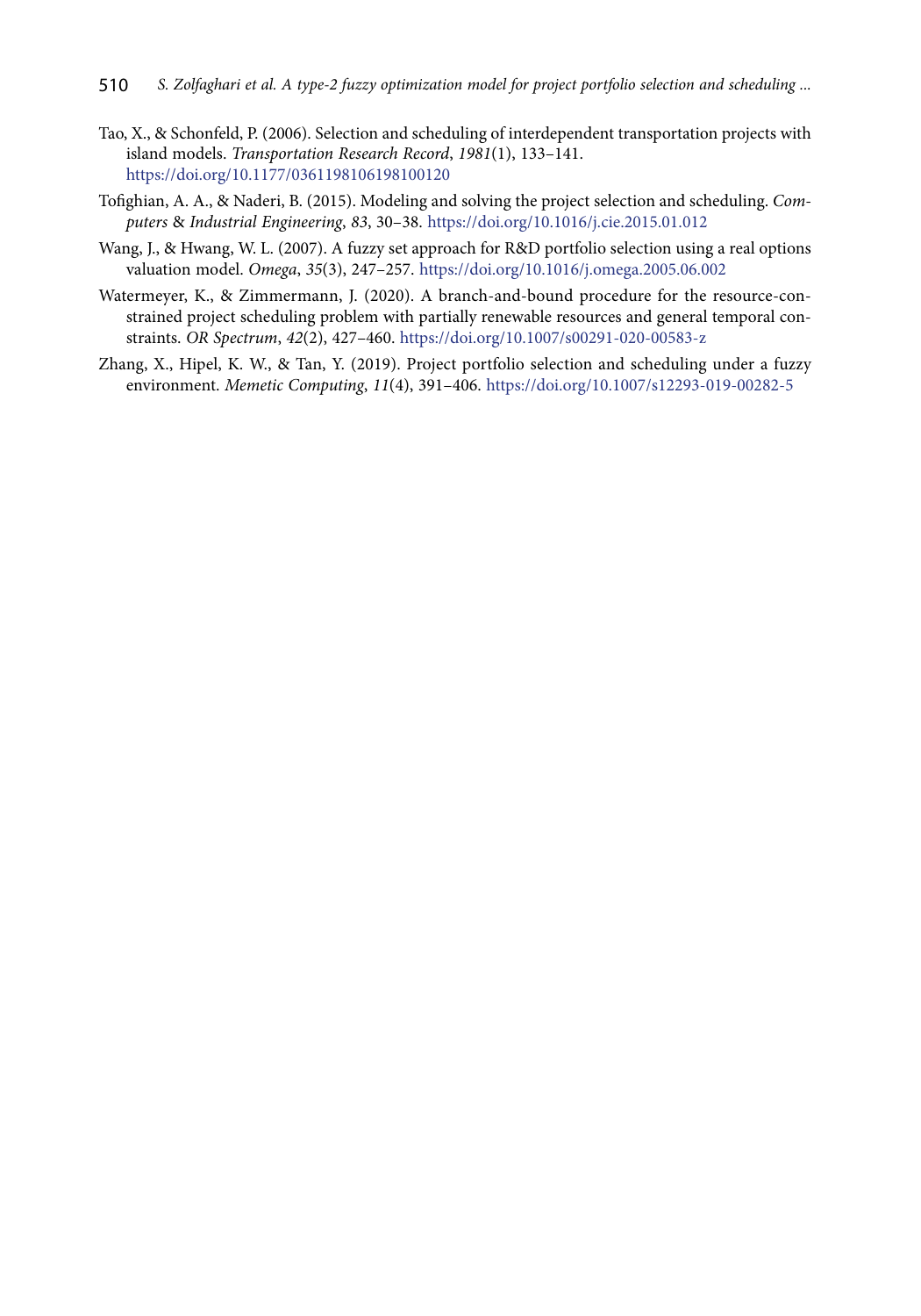Tao, X., & Schonfeld, P. (2006). Selection and scheduling of interdependent transportation projects with island models. *Transportation Research Record*, *1981*(1), 133–141. https://doi.org/10.1177/0361198106198100120

Tofighian, A. A., & Naderi, B. (2015). Modeling and solving the project selection and scheduling. *Computers* & *Industrial Engineering*, *83*, 30–38. https://doi.org/10.1016/j.cie.2015.01.012

Wang, J., & Hwang, W. L. (2007). A fuzzy set approach for R&D portfolio selection using a real options valuation model. *Omega*, *35*(3), 247–257. https://doi.org/10.1016/j.omega.2005.06.002

Watermeyer, K., & Zimmermann, J. (2020). A branch-and-bound procedure for the resource-constrained project scheduling problem with partially renewable resources and general temporal constraints. *OR Spectrum*, *42*(2), 427–460. https://doi.org/10.1007/s00291-020-00583-z

Zhang, X., Hipel, K. W., & Tan, Y. (2019). Project portfolio selection and scheduling under a fuzzy environment. *Memetic Computing*, *11*(4), 391–406. https://doi.org/10.1007/s12293-019-00282-5